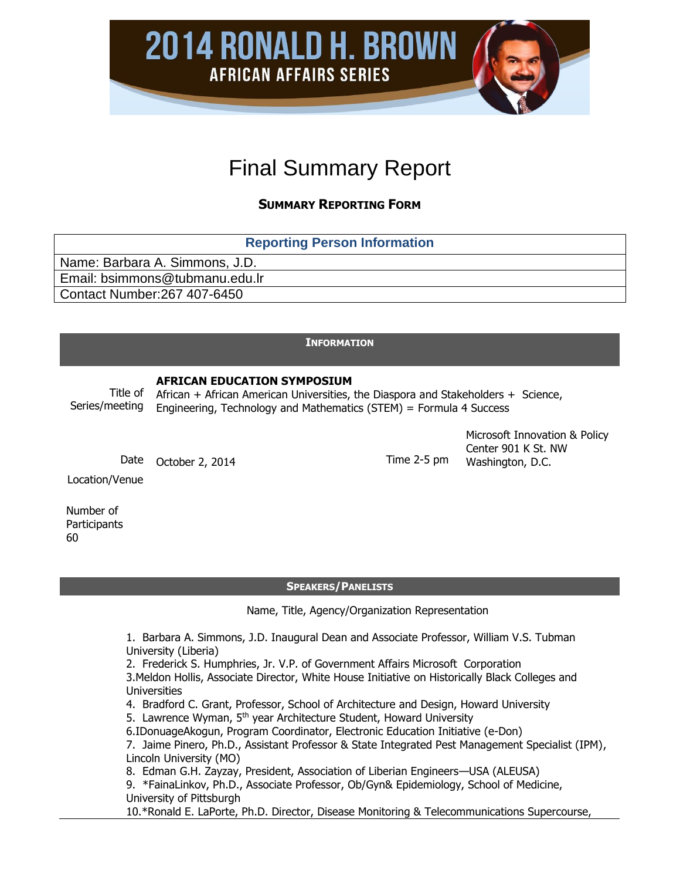# 2014 RONALD H. BROWN

## AFRICAN AFFAIRS SERIES

# Final Summary Report

### SUMMARY REPORTING FORM

| Reporting Person Information |
|---|
| Name: Barbara A. Simmons, J.D. |
| Email: bsimmons@tubmanu.edu.lr |
| Contact Number:267 407-6450 |

### INFORMATION

| | | | |
|---|---|---|---|
| Title of Series/meeting | **AFRICAN EDUCATION SYMPOSIUM** African + African American Universities, the Diaspora and Stakeholders + Science, Engineering, Technology and Mathematics (STEM) = Formula 4 Success | | |
| Date | October 2, 2014 | Time 2-5 pm | Microsoft Innovation & Policy Center 901 K St. NW Washington, D.C. |
| Location/Venue | | | |
| Number of Participants 60 | | | |

### SPEAKERS/PANELISTS

Name, Title, Agency/Organization Representation

1. Barbara A. Simmons, J.D. Inaugural Dean and Associate Professor, William V.S. Tubman University (Liberia)
2. Frederick S. Humphries, Jr. V.P. of Government Affairs Microsoft Corporation
3. Meldon Hollis, Associate Director, White House Initiative on Historically Black Colleges and Universities
4. Bradford C. Grant, Professor, School of Architecture and Design, Howard University
5. Lawrence Wyman, 5th year Architecture Student, Howard University
6. IDonuageAkogun, Program Coordinator, Electronic Education Initiative (e-Don)
7. Jaime Pinero, Ph.D., Assistant Professor & State Integrated Pest Management Specialist (IPM), Lincoln University (MO)
8. Edman G.H. Zayzay, President, Association of Liberian Engineers—USA (ALEUSA)
9. *FainaLinkov, Ph.D., Associate Professor, Ob/Gyn& Epidemiology, School of Medicine, University of Pittsburgh
10. *Ronald E. LaPorte, Ph.D. Director, Disease Monitoring & Telecommunications Supercourse,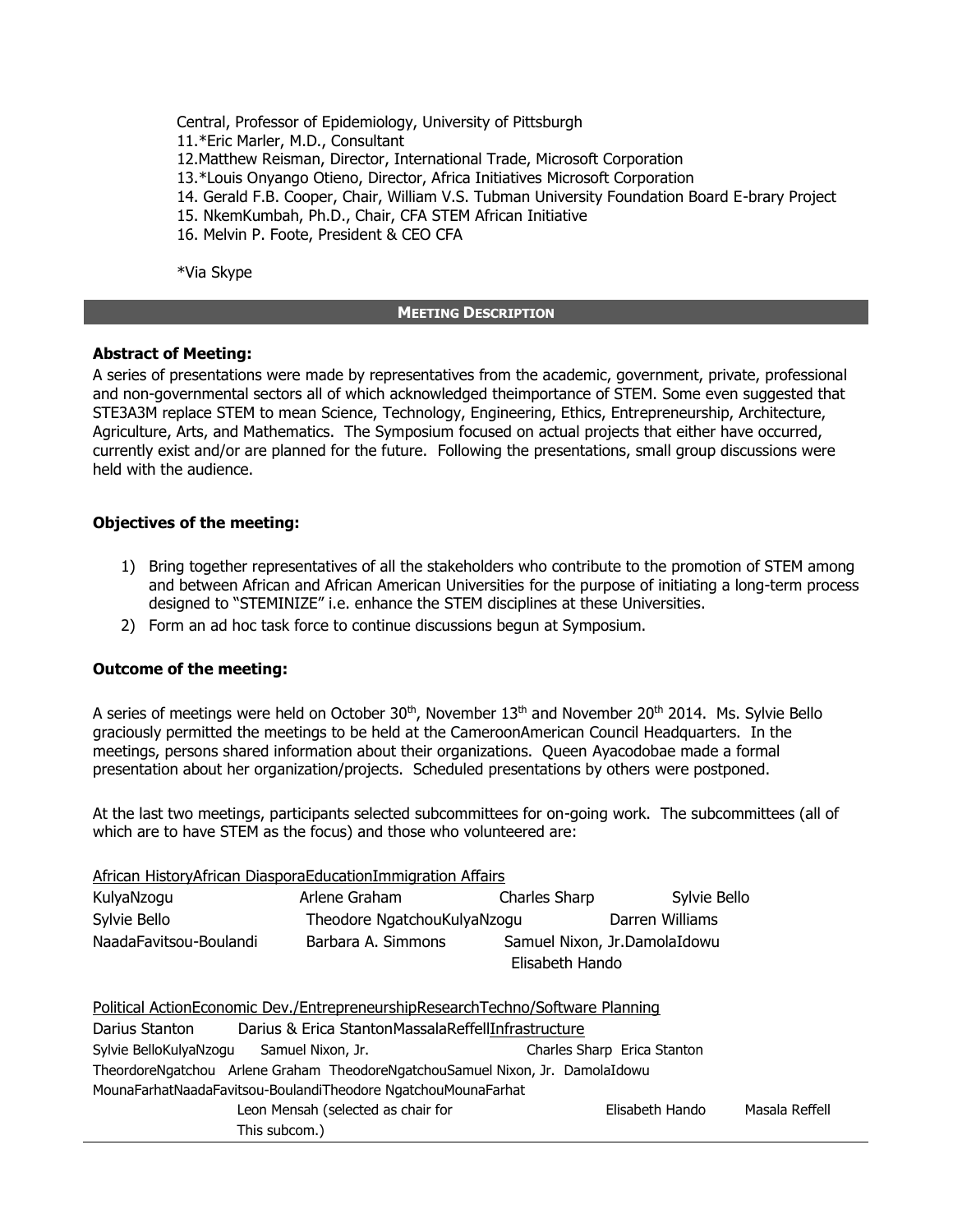Central, Professor of Epidemiology, University of Pittsburgh
11.*Eric Marler, M.D., Consultant
12.Matthew Reisman, Director, International Trade, Microsoft Corporation
13.*Louis Onyango Otieno, Director, Africa Initiatives Microsoft Corporation
14. Gerald F.B. Cooper, Chair, William V.S. Tubman University Foundation Board E-brary Project
15. NkemKumbah, Ph.D., Chair, CFA STEM African Initiative
16. Melvin P. Foote, President & CEO CFA

*Via Skype

## MEETING DESCRIPTION

**Abstract of Meeting:**
A series of presentations were made by representatives from the academic, government, private, professional and non-governmental sectors all of which acknowledged theimportance of STEM. Some even suggested that STE3A3M replace STEM to mean Science, Technology, Engineering, Ethics, Entrepreneurship, Architecture, Agriculture, Arts, and Mathematics. The Symposium focused on actual projects that either have occurred, currently exist and/or are planned for the future. Following the presentations, small group discussions were held with the audience.

**Objectives of the meeting:**

1) Bring together representatives of all the stakeholders who contribute to the promotion of STEM among and between African and African American Universities for the purpose of initiating a long-term process designed to "STEMINIZE" i.e. enhance the STEM disciplines at these Universities.
2) Form an ad hoc task force to continue discussions begun at Symposium.

**Outcome of the meeting:**

A series of meetings were held on October 30th, November 13th and November 20th 2014. Ms. Sylvie Bello graciously permitted the meetings to be held at the CameroonAmerican Council Headquarters. In the meetings, persons shared information about their organizations. Queen Ayacodobae made a formal presentation about her organization/projects. Scheduled presentations by others were postponed.

At the last two meetings, participants selected subcommittees for on-going work. The subcommittees (all of which are to have STEM as the focus) and those who volunteered are:

African HistoryAfrican DiasporaEducationImmigration Affairs
KulyaNzogu Arlene Graham Charles Sharp Sylvie Bello
Sylvie Bello Theodore NgatchouKulyaNzogu Darren Williams
NaadaFavitsou-Boulandi Barbara A. Simmons Samuel Nixon, Jr.DamolaIdowu
Elisabeth Hando

Political ActionEconomic Dev./EntrepreneurshipResearchTechno/Software Planning
Darius Stanton Darius & Erica StantonMassalaReffellInfrastructure
Sylvie BelloKulyaNzogu Samuel Nixon, Jr. Charles Sharp Erica Stanton
TheordoreNgatchou Arlene Graham TheodoreNgatchouSamuel Nixon, Jr. DamolaIdowu
MounaFarhatNaadaFavitsou-BoulandiTheodore NgatchouMounaFarhat
Leon Mensah (selected as chair for This subcom.) Elisabeth Hando Masala Reffell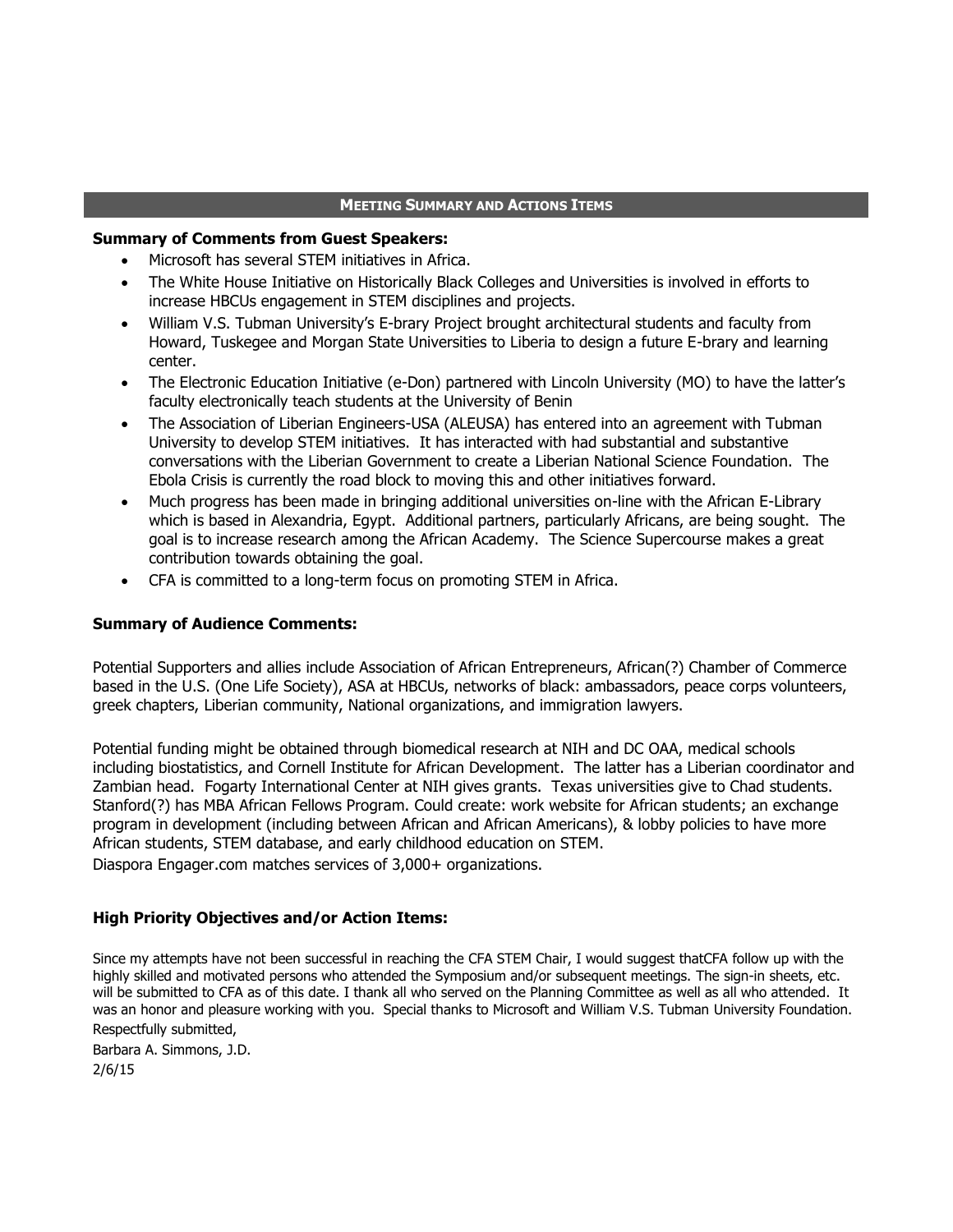## MEETING SUMMARY AND ACTIONS ITEMS

**Summary of Comments from Guest Speakers:**

- Microsoft has several STEM initiatives in Africa.
- The White House Initiative on Historically Black Colleges and Universities is involved in efforts to increase HBCUs engagement in STEM disciplines and projects.
- William V.S. Tubman University's E-brary Project brought architectural students and faculty from Howard, Tuskegee and Morgan State Universities to Liberia to design a future E-brary and learning center.
- The Electronic Education Initiative (e-Don) partnered with Lincoln University (MO) to have the latter's faculty electronically teach students at the University of Benin
- The Association of Liberian Engineers-USA (ALEUSA) has entered into an agreement with Tubman University to develop STEM initiatives. It has interacted with had substantial and substantive conversations with the Liberian Government to create a Liberian National Science Foundation. The Ebola Crisis is currently the road block to moving this and other initiatives forward.
- Much progress has been made in bringing additional universities on-line with the African E-Library which is based in Alexandria, Egypt. Additional partners, particularly Africans, are being sought. The goal is to increase research among the African Academy. The Science Supercourse makes a great contribution towards obtaining the goal.
- CFA is committed to a long-term focus on promoting STEM in Africa.

**Summary of Audience Comments:**

Potential Supporters and allies include Association of African Entrepreneurs, African(?) Chamber of Commerce based in the U.S. (One Life Society), ASA at HBCUs, networks of black: ambassadors, peace corps volunteers, greek chapters, Liberian community, National organizations, and immigration lawyers.

Potential funding might be obtained through biomedical research at NIH and DC OAA, medical schools including biostatistics, and Cornell Institute for African Development. The latter has a Liberian coordinator and Zambian head. Fogarty International Center at NIH gives grants. Texas universities give to Chad students. Stanford(?) has MBA African Fellows Program. Could create: work website for African students; an exchange program in development (including between African and African Americans), & lobby policies to have more African students, STEM database, and early childhood education on STEM.

Diaspora Engager.com matches services of 3,000+ organizations.

**High Priority Objectives and/or Action Items:**

Since my attempts have not been successful in reaching the CFA STEM Chair, I would suggest thatCFA follow up with the highly skilled and motivated persons who attended the Symposium and/or subsequent meetings. The sign-in sheets, etc. will be submitted to CFA as of this date. I thank all who served on the Planning Committee as well as all who attended. It was an honor and pleasure working with you. Special thanks to Microsoft and William V.S. Tubman University Foundation.

Respectfully submitted,

Barbara A. Simmons, J.D.

2/6/15